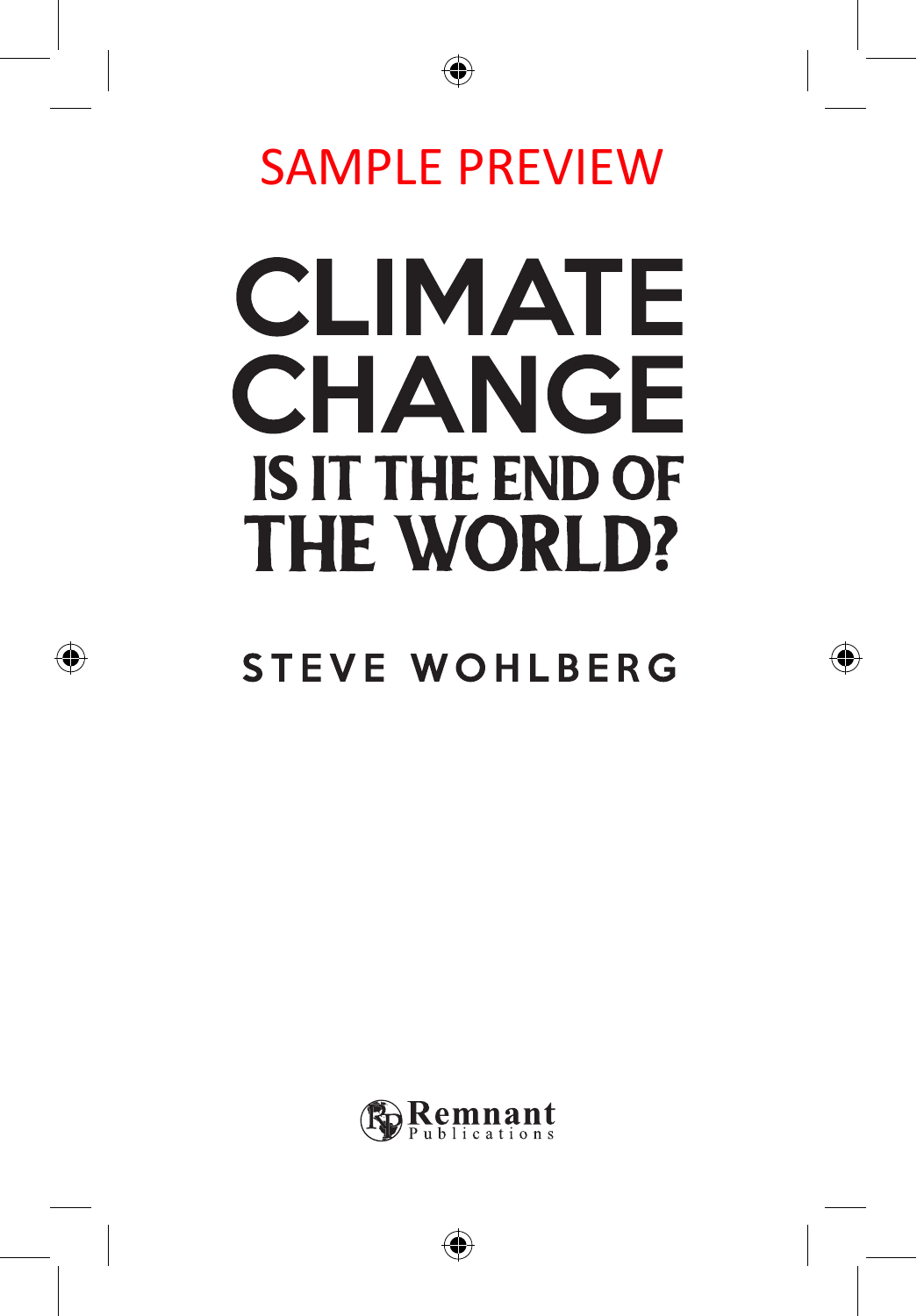SAMPLE PREVIEW

# CLIMATE CHANGE

## IS IT THE END OF THE WORLD?

STEVE WOHLBERG

Remnant Publications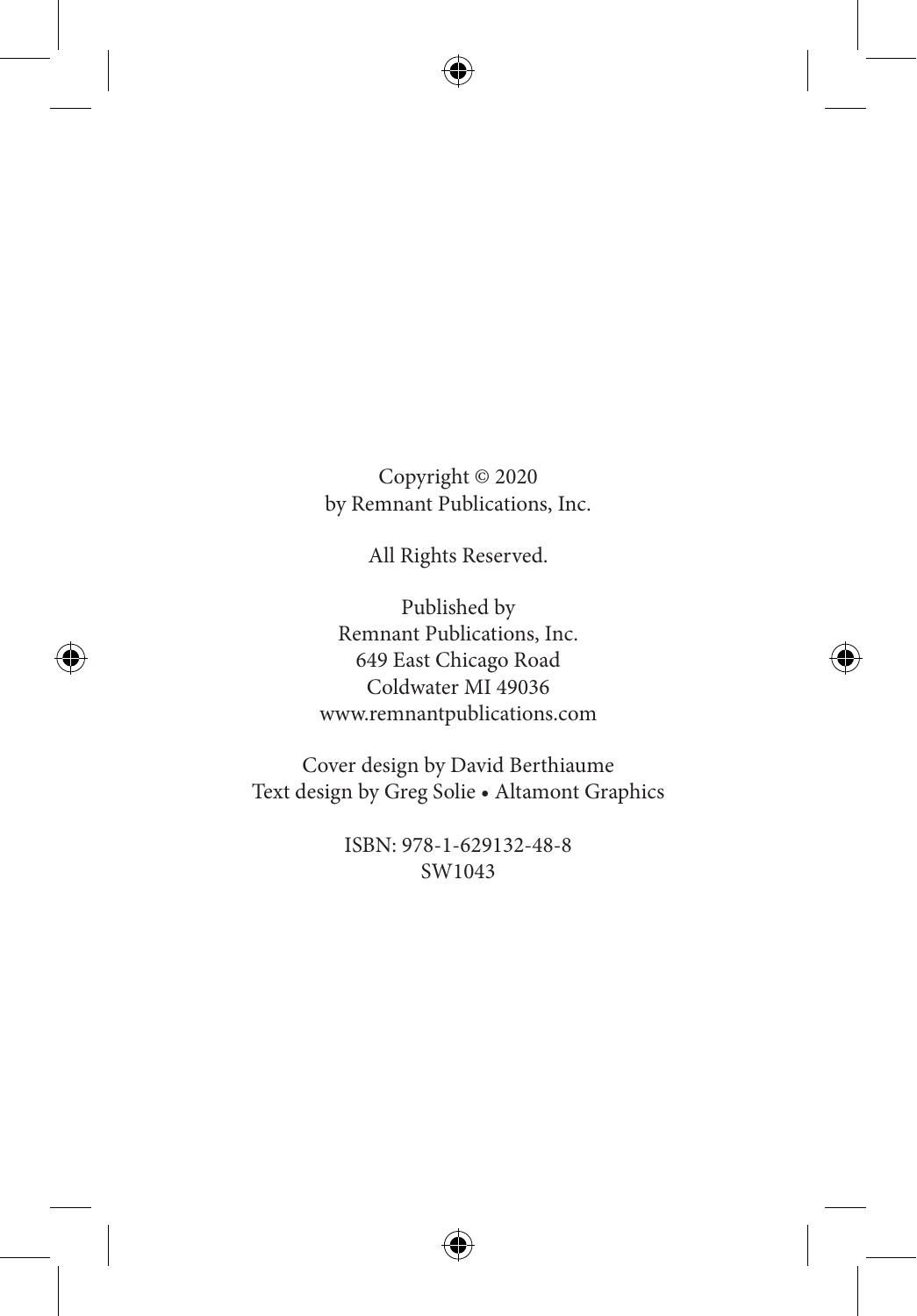Copyright © 2020
by Remnant Publications, Inc.

All Rights Reserved.

Published by
Remnant Publications, Inc.
649 East Chicago Road
Coldwater MI 49036
www.remnantpublications.com

Cover design by David Berthiaume
Text design by Greg Solie • Altamont Graphics

ISBN: 978-1-629132-48-8
SW1043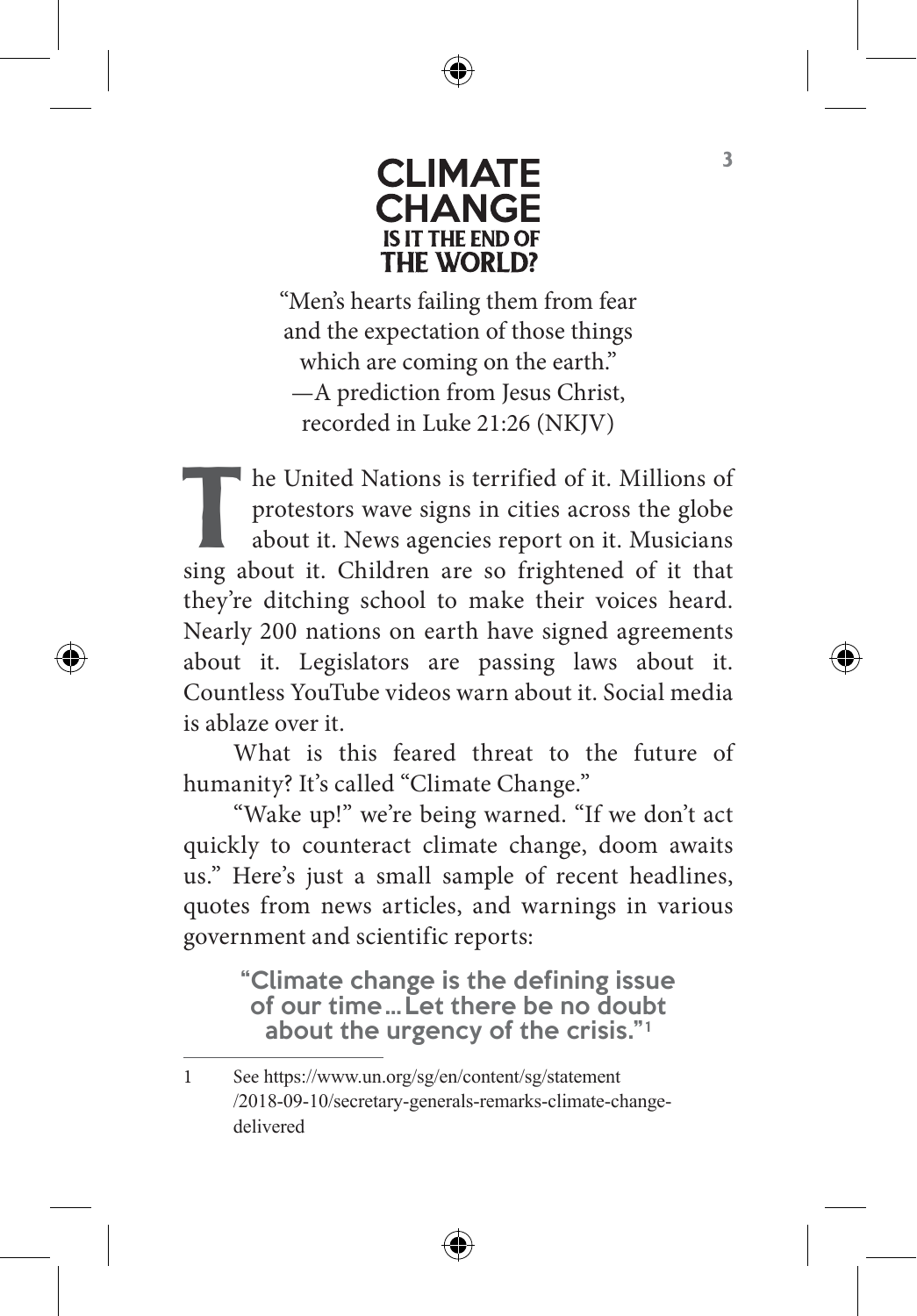# CLIMATE CHANGE
## IS IT THE END OF THE WORLD?

"Men's hearts failing them from fear and the expectation of those things which are coming on the earth."
—A prediction from Jesus Christ, recorded in Luke 21:26 (NKJV)

The United Nations is terrified of it. Millions of protestors wave signs in cities across the globe about it. News agencies report on it. Musicians sing about it. Children are so frightened of it that they're ditching school to make their voices heard. Nearly 200 nations on earth have signed agreements about it. Legislators are passing laws about it. Countless YouTube videos warn about it. Social media is ablaze over it.

What is this feared threat to the future of humanity? It's called "Climate Change."

"Wake up!" we're being warned. "If we don't act quickly to counteract climate change, doom awaits us." Here's just a small sample of recent headlines, quotes from news articles, and warnings in various government and scientific reports:

**"Climate change is the defining issue of our time…Let there be no doubt about the urgency of the crisis."[1]**

---

1 See https://www.un.org/sg/en/content/sg/statement/2018-09-10/secretary-generals-remarks-climate-change-delivered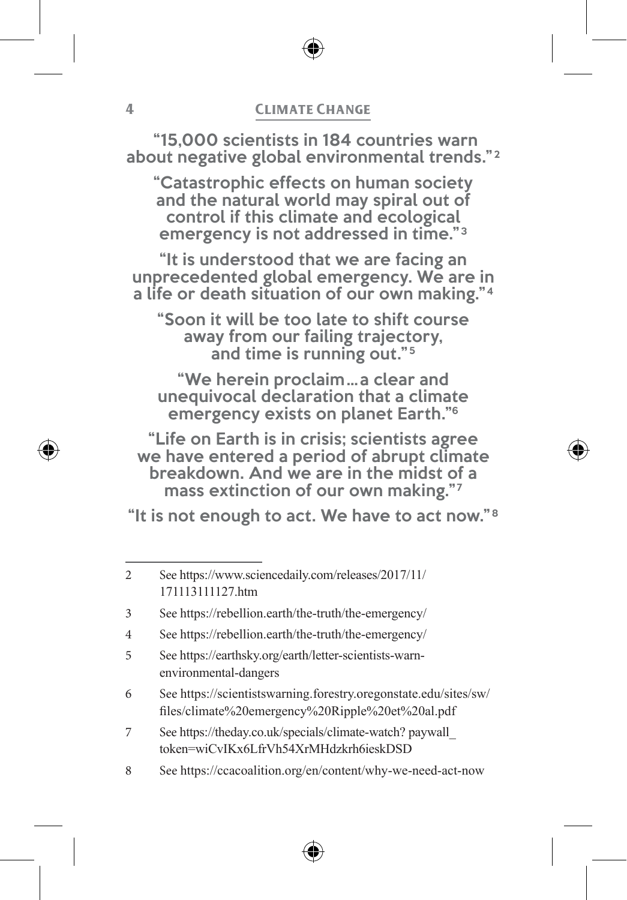**"15,000 scientists in 184 countries warn about negative global environmental trends."[2]**

**"Catastrophic effects on human society and the natural world may spiral out of control if this climate and ecological emergency is not addressed in time."[3]**

**"It is understood that we are facing an unprecedented global emergency. We are in a life or death situation of our own making."[4]**

**"Soon it will be too late to shift course away from our failing trajectory, and time is running out."[5]**

**"We herein proclaim…a clear and unequivocal declaration that a climate emergency exists on planet Earth."[6]**

**"Life on Earth is in crisis; scientists agree we have entered a period of abrupt climate breakdown. And we are in the midst of a mass extinction of our own making."[7]**

**"It is not enough to act. We have to act now."[8]**

---

2 See https://www.sciencedaily.com/releases/2017/11/171113111127.htm

3 See https://rebellion.earth/the-truth/the-emergency/

4 See https://rebellion.earth/the-truth/the-emergency/

5 See https://earthsky.org/earth/letter-scientists-warn-environmental-dangers

6 See https://scientistswarning.forestry.oregonstate.edu/sites/sw/files/climate%20emergency%20Ripple%20et%20al.pdf

7 See https://theday.co.uk/specials/climate-watch? paywall_token=wiCvIKx6LfrVh54XrMHdzkrh6ieskDSD

8 See https://ccacoalition.org/en/content/why-we-need-act-now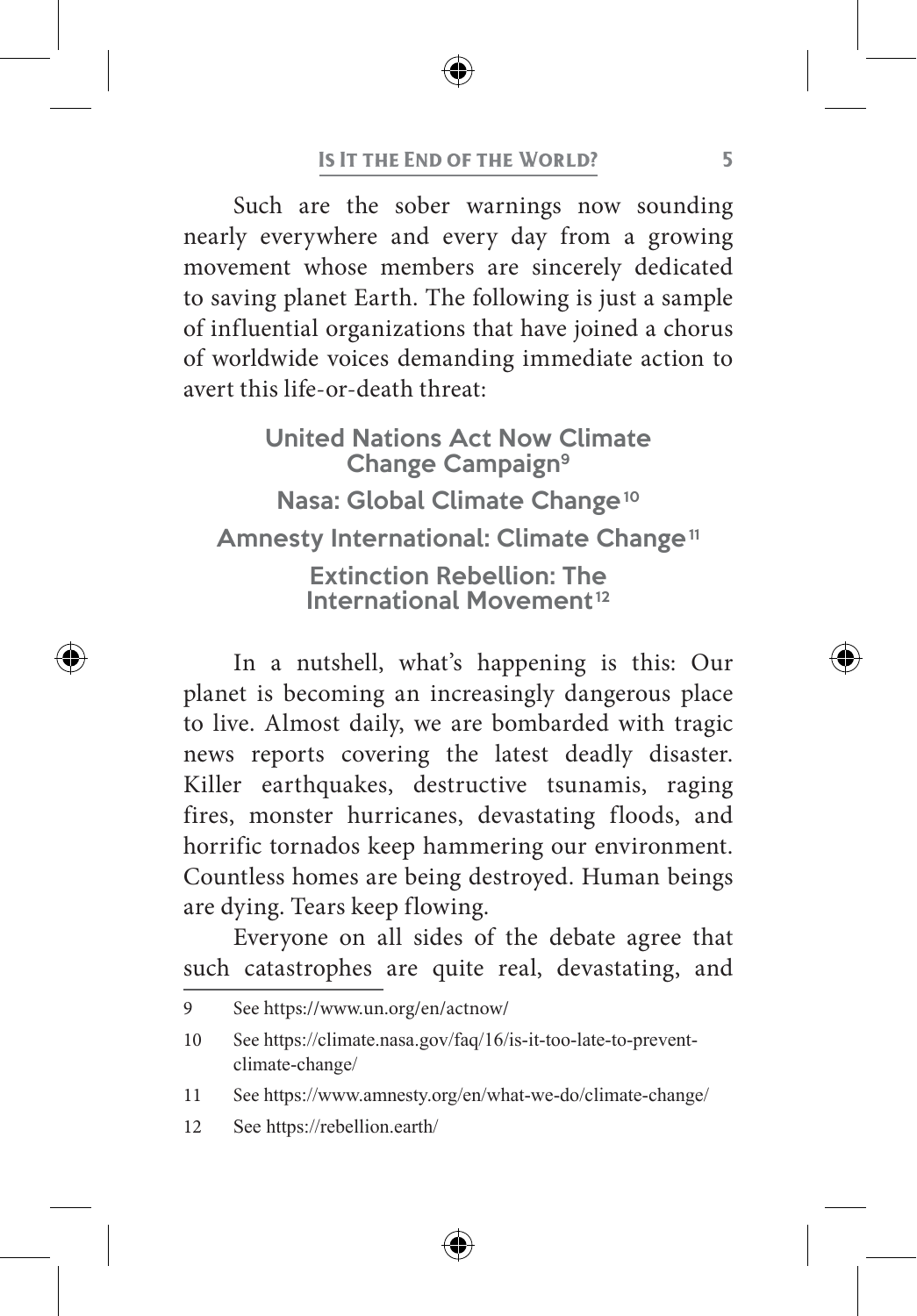Such are the sober warnings now sounding nearly everywhere and every day from a growing movement whose members are sincerely dedicated to saving planet Earth. The following is just a sample of influential organizations that have joined a chorus of worldwide voices demanding immediate action to avert this life-or-death threat:

**United Nations Act Now Climate Change Campaign**[9]

**Nasa: Global Climate Change**[10]

**Amnesty International: Climate Change**[11]

**Extinction Rebellion: The International Movement**[12]

In a nutshell, what's happening is this: Our planet is becoming an increasingly dangerous place to live. Almost daily, we are bombarded with tragic news reports covering the latest deadly disaster. Killer earthquakes, destructive tsunamis, raging fires, monster hurricanes, devastating floods, and horrific tornados keep hammering our environment. Countless homes are being destroyed. Human beings are dying. Tears keep flowing.

Everyone on all sides of the debate agree that such catastrophes are quite real, devastating, and

---

9 See https://www.un.org/en/actnow/

10 See https://climate.nasa.gov/faq/16/is-it-too-late-to-prevent-climate-change/

11 See https://www.amnesty.org/en/what-we-do/climate-change/

12 See https://rebellion.earth/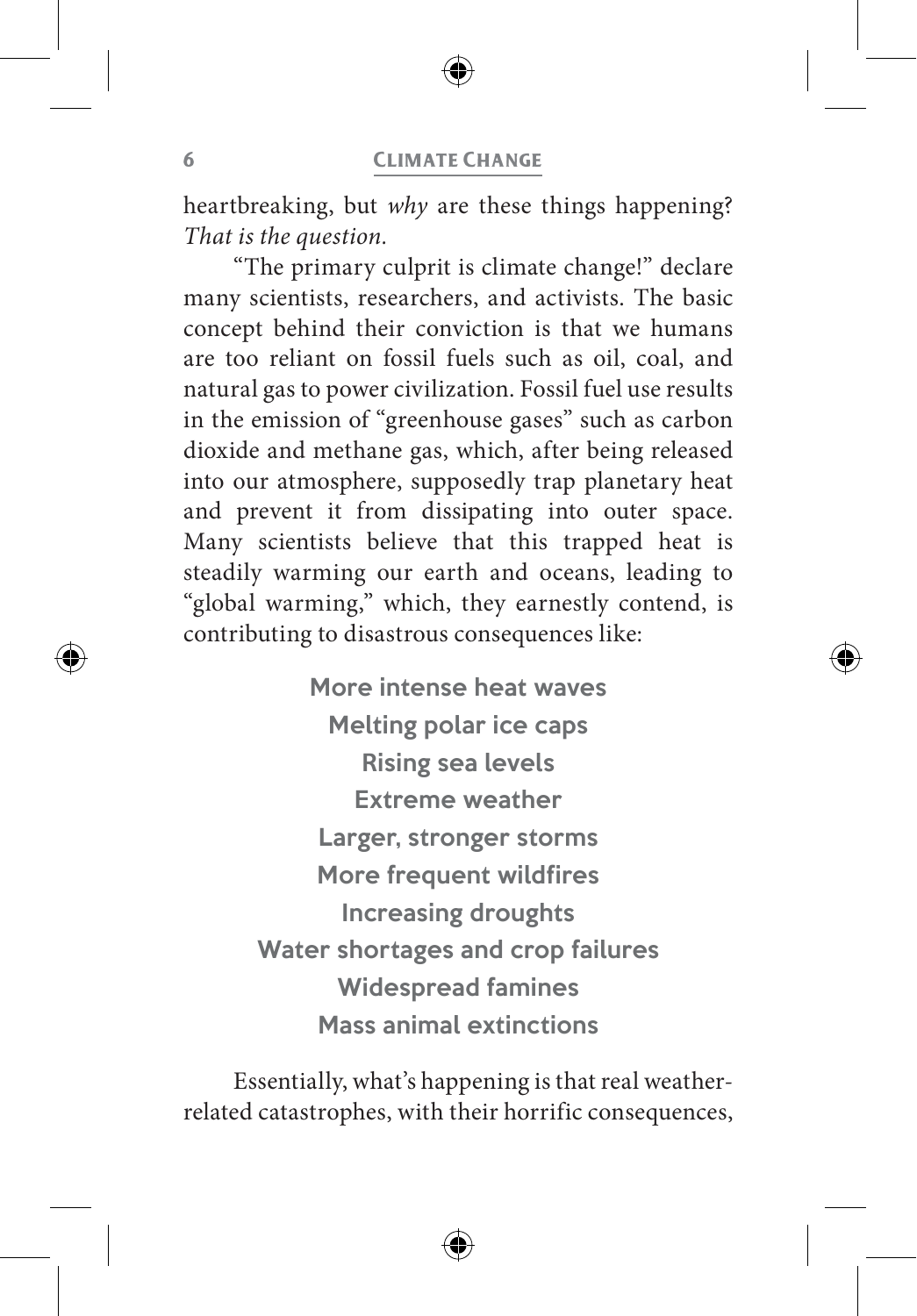heartbreaking, but *why* are these things happening? *That is the question.*

"The primary culprit is climate change!" declare many scientists, researchers, and activists. The basic concept behind their conviction is that we humans are too reliant on fossil fuels such as oil, coal, and natural gas to power civilization. Fossil fuel use results in the emission of "greenhouse gases" such as carbon dioxide and methane gas, which, after being released into our atmosphere, supposedly trap planetary heat and prevent it from dissipating into outer space. Many scientists believe that this trapped heat is steadily warming our earth and oceans, leading to "global warming," which, they earnestly contend, is contributing to disastrous consequences like:

**More intense heat waves**
**Melting polar ice caps**
**Rising sea levels**
**Extreme weather**
**Larger, stronger storms**
**More frequent wildfires**
**Increasing droughts**
**Water shortages and crop failures**
**Widespread famines**
**Mass animal extinctions**

Essentially, what's happening is that real weather-related catastrophes, with their horrific consequences,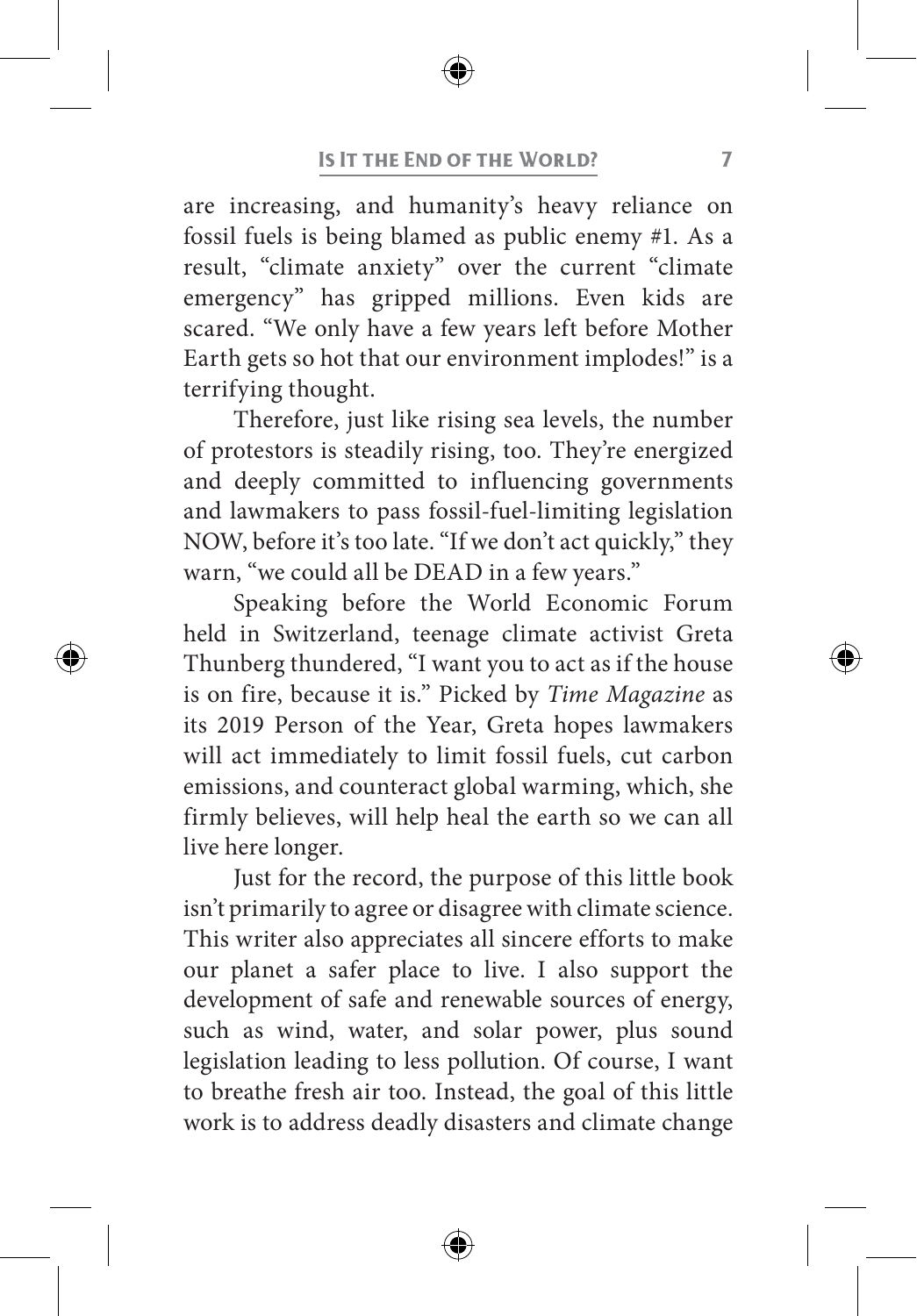are increasing, and humanity's heavy reliance on fossil fuels is being blamed as public enemy #1. As a result, "climate anxiety" over the current "climate emergency" has gripped millions. Even kids are scared. "We only have a few years left before Mother Earth gets so hot that our environment implodes!" is a terrifying thought.

Therefore, just like rising sea levels, the number of protestors is steadily rising, too. They're energized and deeply committed to influencing governments and lawmakers to pass fossil-fuel-limiting legislation NOW, before it's too late. "If we don't act quickly," they warn, "we could all be DEAD in a few years."

Speaking before the World Economic Forum held in Switzerland, teenage climate activist Greta Thunberg thundered, "I want you to act as if the house is on fire, because it is." Picked by *Time Magazine* as its 2019 Person of the Year, Greta hopes lawmakers will act immediately to limit fossil fuels, cut carbon emissions, and counteract global warming, which, she firmly believes, will help heal the earth so we can all live here longer.

Just for the record, the purpose of this little book isn't primarily to agree or disagree with climate science. This writer also appreciates all sincere efforts to make our planet a safer place to live. I also support the development of safe and renewable sources of energy, such as wind, water, and solar power, plus sound legislation leading to less pollution. Of course, I want to breathe fresh air too. Instead, the goal of this little work is to address deadly disasters and climate change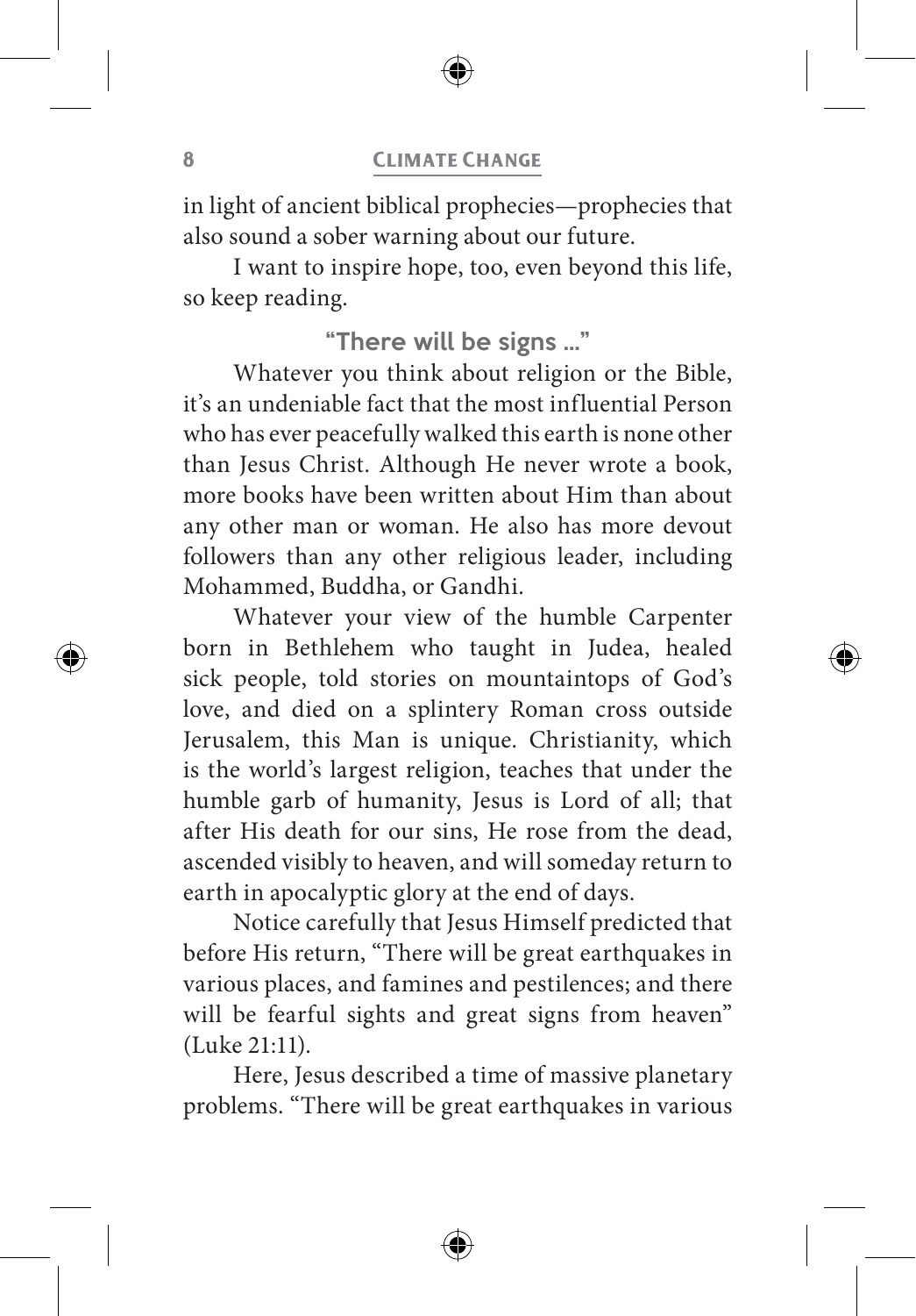in light of ancient biblical prophecies—prophecies that also sound a sober warning about our future.

I want to inspire hope, too, even beyond this life, so keep reading.

### "There will be signs ..."

Whatever you think about religion or the Bible, it's an undeniable fact that the most influential Person who has ever peacefully walked this earth is none other than Jesus Christ. Although He never wrote a book, more books have been written about Him than about any other man or woman. He also has more devout followers than any other religious leader, including Mohammed, Buddha, or Gandhi.

Whatever your view of the humble Carpenter born in Bethlehem who taught in Judea, healed sick people, told stories on mountaintops of God's love, and died on a splintery Roman cross outside Jerusalem, this Man is unique. Christianity, which is the world's largest religion, teaches that under the humble garb of humanity, Jesus is Lord of all; that after His death for our sins, He rose from the dead, ascended visibly to heaven, and will someday return to earth in apocalyptic glory at the end of days.

Notice carefully that Jesus Himself predicted that before His return, "There will be great earthquakes in various places, and famines and pestilences; and there will be fearful sights and great signs from heaven" (Luke 21:11).

Here, Jesus described a time of massive planetary problems. "There will be great earthquakes in various